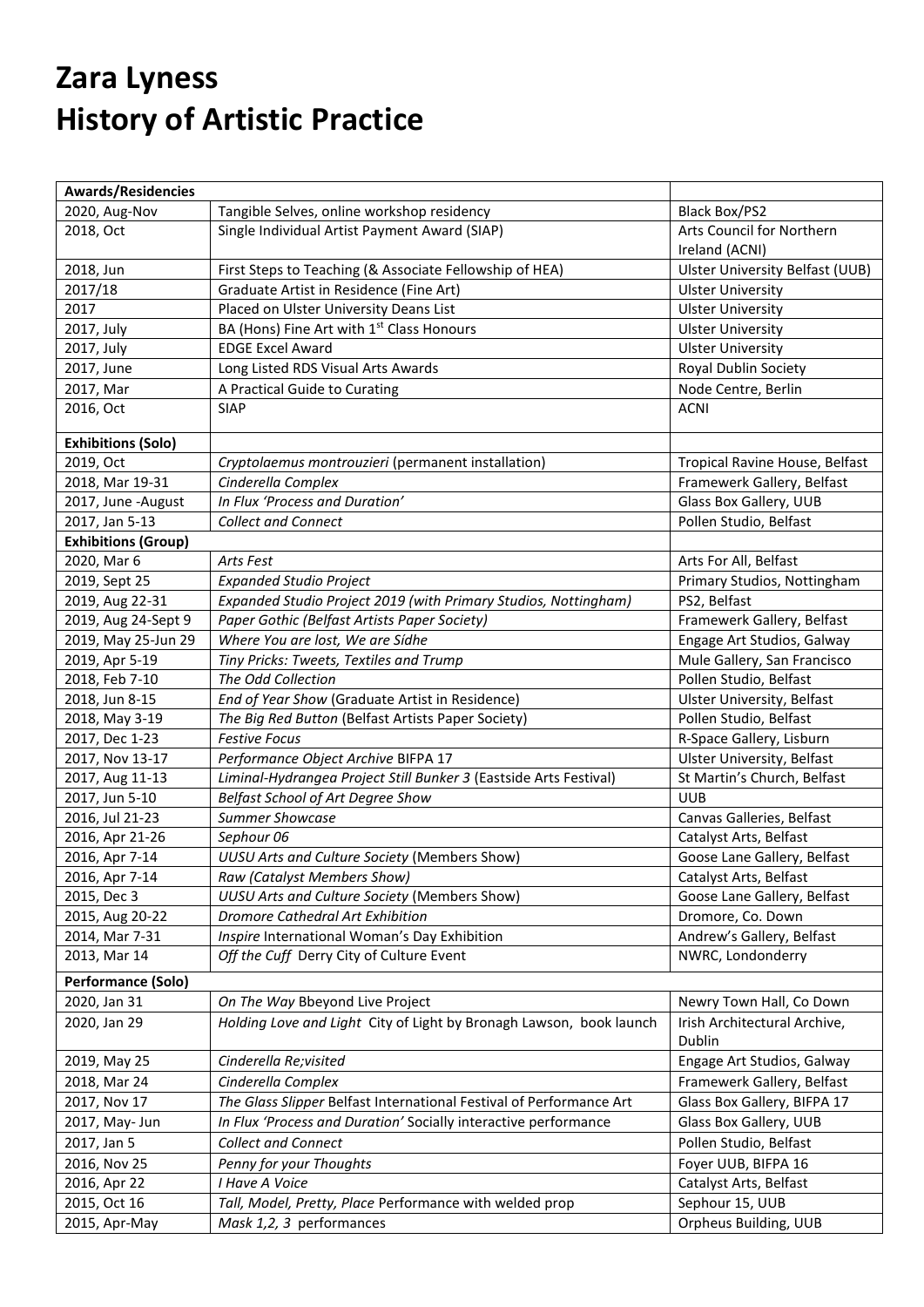# Zara Lyness
# History of Artistic Practice

| **Awards/Residencies** | | |
|---|---|---|
| 2020, Aug-Nov | Tangible Selves, online workshop residency | Black Box/PS2 |
| 2018, Oct | Single Individual Artist Payment Award (SIAP) | Arts Council for Northern Ireland (ACNI) |
| 2018, Jun | First Steps to Teaching (& Associate Fellowship of HEA) | Ulster University Belfast (UUB) |
| 2017/18 | Graduate Artist in Residence (Fine Art) | Ulster University |
| 2017 | Placed on Ulster University Deans List | Ulster University |
| 2017, July | BA (Hons) Fine Art with 1st Class Honours | Ulster University |
| 2017, July | EDGE Excel Award | Ulster University |
| 2017, June | Long Listed RDS Visual Arts Awards | Royal Dublin Society |
| 2017, Mar | A Practical Guide to Curating | Node Centre, Berlin |
| 2016, Oct | SIAP | ACNI |
| **Exhibitions (Solo)** | | |
| 2019, Oct | *Cryptolaemus montrouzieri* (permanent installation) | Tropical Ravine House, Belfast |
| 2018, Mar 19-31 | *Cinderella Complex* | Framewerk Gallery, Belfast |
| 2017, June -August | *In Flux 'Process and Duration'* | Glass Box Gallery, UUB |
| 2017, Jan 5-13 | *Collect and Connect* | Pollen Studio, Belfast |
| **Exhibitions (Group)** | | |
| 2020, Mar 6 | *Arts Fest* | Arts For All, Belfast |
| 2019, Sept 25 | *Expanded Studio Project* | Primary Studios, Nottingham |
| 2019, Aug 22-31 | *Expanded Studio Project 2019 (with Primary Studios, Nottingham)* | PS2, Belfast |
| 2019, Aug 24-Sept 9 | *Paper Gothic (Belfast Artists Paper Society)* | Framewerk Gallery, Belfast |
| 2019, May 25-Jun 29 | *Where You are lost, We are Sídhe* | Engage Art Studios, Galway |
| 2019, Apr 5-19 | *Tiny Pricks: Tweets, Textiles and Trump* | Mule Gallery, San Francisco |
| 2018, Feb 7-10 | *The Odd Collection* | Pollen Studio, Belfast |
| 2018, Jun 8-15 | *End of Year Show* (Graduate Artist in Residence) | Ulster University, Belfast |
| 2018, May 3-19 | *The Big Red Button* (Belfast Artists Paper Society) | Pollen Studio, Belfast |
| 2017, Dec 1-23 | *Festive Focus* | R-Space Gallery, Lisburn |
| 2017, Nov 13-17 | *Performance Object Archive* BIFPA 17 | Ulster University, Belfast |
| 2017, Aug 11-13 | *Liminal-Hydrangea Project Still Bunker 3* (Eastside Arts Festival) | St Martin's Church, Belfast |
| 2017, Jun 5-10 | *Belfast School of Art Degree Show* | UUB |
| 2016, Jul 21-23 | *Summer Showcase* | Canvas Galleries, Belfast |
| 2016, Apr 21-26 | *Sephour 06* | Catalyst Arts, Belfast |
| 2016, Apr 7-14 | *UUSU Arts and Culture Society* (Members Show) | Goose Lane Gallery, Belfast |
| 2016, Apr 7-14 | *Raw (Catalyst Members Show)* | Catalyst Arts, Belfast |
| 2015, Dec 3 | *UUSU Arts and Culture Society* (Members Show) | Goose Lane Gallery, Belfast |
| 2015, Aug 20-22 | *Dromore Cathedral Art Exhibition* | Dromore, Co. Down |
| 2014, Mar 7-31 | *Inspire* International Woman's Day Exhibition | Andrew's Gallery, Belfast |
| 2013, Mar 14 | *Off the Cuff* Derry City of Culture Event | NWRC, Londonderry |
| **Performance (Solo)** | | |
| 2020, Jan 31 | *On The Way* Bbeyond Live Project | Newry Town Hall, Co Down |
| 2020, Jan 29 | *Holding Love and Light* City of Light by Bronagh Lawson, book launch | Irish Architectural Archive, Dublin |
| 2019, May 25 | *Cinderella Re;visited* | Engage Art Studios, Galway |
| 2018, Mar 24 | *Cinderella Complex* | Framewerk Gallery, Belfast |
| 2017, Nov 17 | *The Glass Slipper* Belfast International Festival of Performance Art | Glass Box Gallery, BIFPA 17 |
| 2017, May- Jun | *In Flux 'Process and Duration'* Socially interactive performance | Glass Box Gallery, UUB |
| 2017, Jan 5 | *Collect and Connect* | Pollen Studio, Belfast |
| 2016, Nov 25 | *Penny for your Thoughts* | Foyer UUB, BIFPA 16 |
| 2016, Apr 22 | *I Have A Voice* | Catalyst Arts, Belfast |
| 2015, Oct 16 | *Tall, Model, Pretty, Place* Performance with welded prop | Sephour 15, UUB |
| 2015, Apr-May | *Mask 1,2, 3* performances | Orpheus Building, UUB |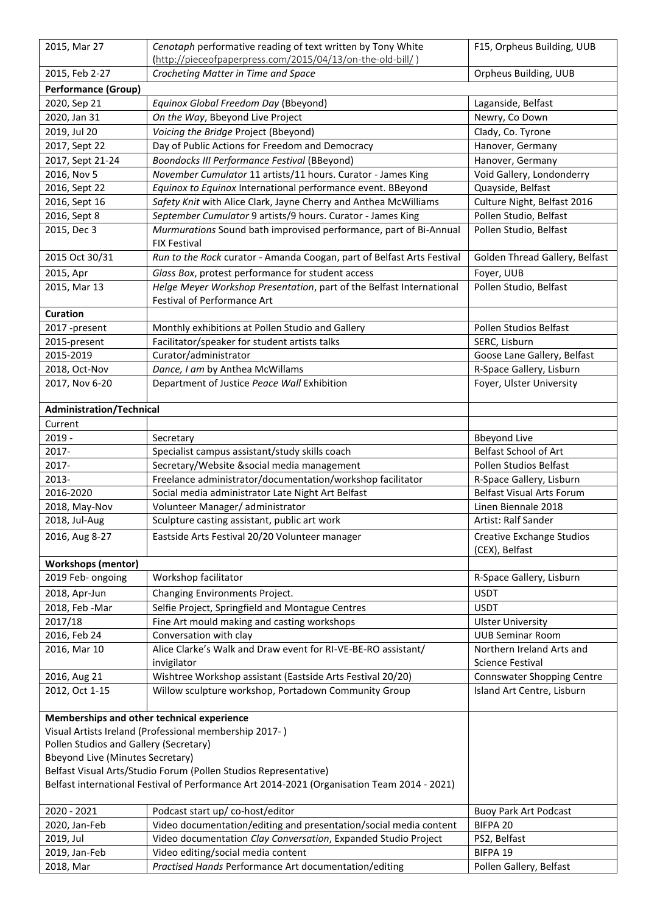| | | |
|---|---|---|
| 2015, Mar 27 | *Cenotaph* performative reading of text written by Tony White (http://pieceofpaperpress.com/2015/04/13/on-the-old-bill/ ) | F15, Orpheus Building, UUB |
| 2015, Feb 2-27 | *Crocheting Matter in Time and Space* | Orpheus Building, UUB |
| **Performance (Group)** | | |
| 2020, Sep 21 | *Equinox Global Freedom Day* (Bbeyond) | Laganside, Belfast |
| 2020, Jan 31 | *On the Way*, Bbeyond Live Project | Newry, Co Down |
| 2019, Jul 20 | *Voicing the Bridge* Project (Bbeyond) | Clady, Co. Tyrone |
| 2017, Sept 22 | Day of Public Actions for Freedom and Democracy | Hanover, Germany |
| 2017, Sept 21-24 | *Boondocks III Performance Festival* (BBeyond) | Hanover, Germany |
| 2016, Nov 5 | *November Cumulator* 11 artists/11 hours. Curator - James King | Void Gallery, Londonderry |
| 2016, Sept 22 | *Equinox to Equinox* International performance event. BBeyond | Quayside, Belfast |
| 2016, Sept 16 | *Safety Knit* with Alice Clark, Jayne Cherry and Anthea McWilliams | Culture Night, Belfast 2016 |
| 2016, Sept 8 | *September Cumulator* 9 artists/9 hours. Curator - James King | Pollen Studio, Belfast |
| 2015, Dec 3 | *Murmurations* Sound bath improvised performance, part of Bi-Annual FIX Festival | Pollen Studio, Belfast |
| 2015 Oct 30/31 | *Run to the Rock* curator - Amanda Coogan, part of Belfast Arts Festival | Golden Thread Gallery, Belfast |
| 2015, Apr | *Glass Box*, protest performance for student access | Foyer, UUB |
| 2015, Mar 13 | *Helge Meyer Workshop Presentation*, part of the Belfast International Festival of Performance Art | Pollen Studio, Belfast |
| **Curation** | | |
| 2017 -present | Monthly exhibitions at Pollen Studio and Gallery | Pollen Studios Belfast |
| 2015-present | Facilitator/speaker for student artists talks | SERC, Lisburn |
| 2015-2019 | Curator/administrator | Goose Lane Gallery, Belfast |
| 2018, Oct-Nov | *Dance, I am* by Anthea McWillams | R-Space Gallery, Lisburn |
| 2017, Nov 6-20 | Department of Justice *Peace Wall* Exhibition | Foyer, Ulster University |
| **Administration/Technical** | | |
| Current | | |
| 2019 - | Secretary | Bbeyond Live |
| 2017- | Specialist campus assistant/study skills coach | Belfast School of Art |
| 2017- | Secretary/Website &social media management | Pollen Studios Belfast |
| 2013- | Freelance administrator/documentation/workshop facilitator | R-Space Gallery, Lisburn |
| 2016-2020 | Social media administrator Late Night Art Belfast | Belfast Visual Arts Forum |
| 2018, May-Nov | Volunteer Manager/ administrator | Linen Biennale 2018 |
| 2018, Jul-Aug | Sculpture casting assistant, public art work | Artist: Ralf Sander |
| 2016, Aug 8-27 | Eastside Arts Festival 20/20 Volunteer manager | Creative Exchange Studios (CEX), Belfast |
| **Workshops (mentor)** | | |
| 2019 Feb- ongoing | Workshop facilitator | R-Space Gallery, Lisburn |
| 2018, Apr-Jun | Changing Environments Project. | USDT |
| 2018, Feb -Mar | Selfie Project, Springfield and Montague Centres | USDT |
| 2017/18 | Fine Art mould making and casting workshops | Ulster University |
| 2016, Feb 24 | Conversation with clay | UUB Seminar Room |
| 2016, Mar 10 | Alice Clarke's Walk and Draw event for RI-VE-BE-RO assistant/ invigilator | Northern Ireland Arts and Science Festival |
| 2016, Aug 21 | Wishtree Workshop assistant (Eastside Arts Festival 20/20) | Connswater Shopping Centre |
| 2012, Oct 1-15 | Willow sculpture workshop, Portadown Community Group | Island Art Centre, Lisburn |

**Memberships and other technical experience**

Visual Artists Ireland (Professional membership 2017- )
Pollen Studios and Gallery (Secretary)
Bbeyond Live (Minutes Secretary)
Belfast Visual Arts/Studio Forum (Pollen Studios Representative)
Belfast international Festival of Performance Art 2014-2021 (Organisation Team 2014 - 2021)

| | | |
|---|---|---|
| 2020 - 2021 | Podcast start up/ co-host/editor | Buoy Park Art Podcast |
| 2020, Jan-Feb | Video documentation/editing and presentation/social media content | BIFPA 20 |
| 2019, Jul | Video documentation *Clay Conversation*, Expanded Studio Project | PS2, Belfast |
| 2019, Jan-Feb | Video editing/social media content | BIFPA 19 |
| 2018, Mar | *Practised Hands* Performance Art documentation/editing | Pollen Gallery, Belfast |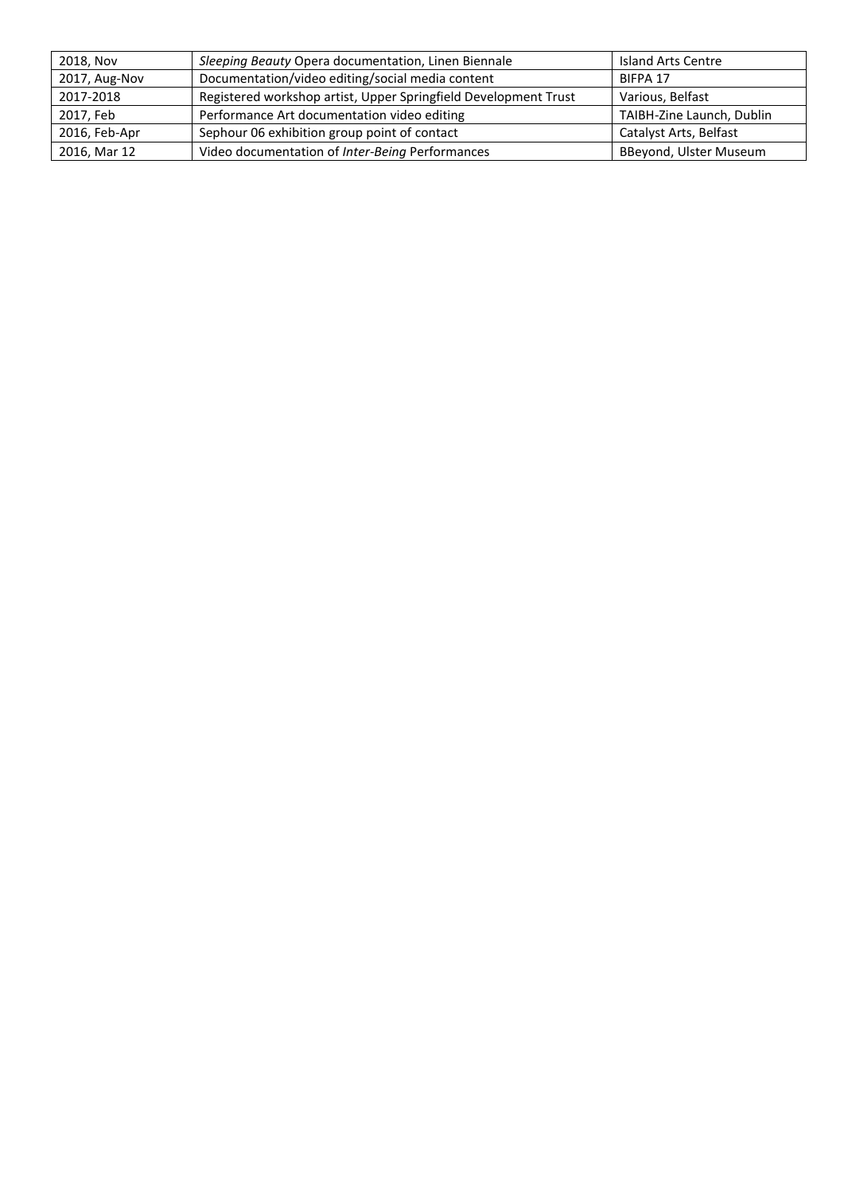| | | |
|---|---|---|
| 2018, Nov | *Sleeping Beauty* Opera documentation, Linen Biennale | Island Arts Centre |
| 2017, Aug-Nov | Documentation/video editing/social media content | BIFPA 17 |
| 2017-2018 | Registered workshop artist, Upper Springfield Development Trust | Various, Belfast |
| 2017, Feb | Performance Art documentation video editing | TAIBH-Zine Launch, Dublin |
| 2016, Feb-Apr | Sephour 06 exhibition group point of contact | Catalyst Arts, Belfast |
| 2016, Mar 12 | Video documentation of *Inter-Being* Performances | BBeyond, Ulster Museum |